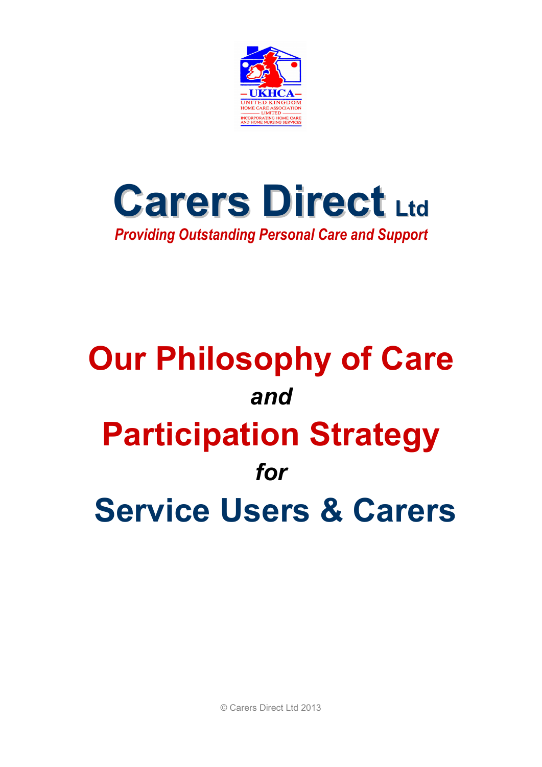UKHCA
UNITED KINGDOM
HOME CARE ASSOCIATION
LIMITED
INCORPORATING HOME CARE
AND HOME NURSING SERVICES

# Carers Direct Ltd

*Providing Outstanding Personal Care and Support*

# Our Philosophy of Care

***and***

# Participation Strategy

***for***

# Service Users & Carers

© Carers Direct Ltd 2013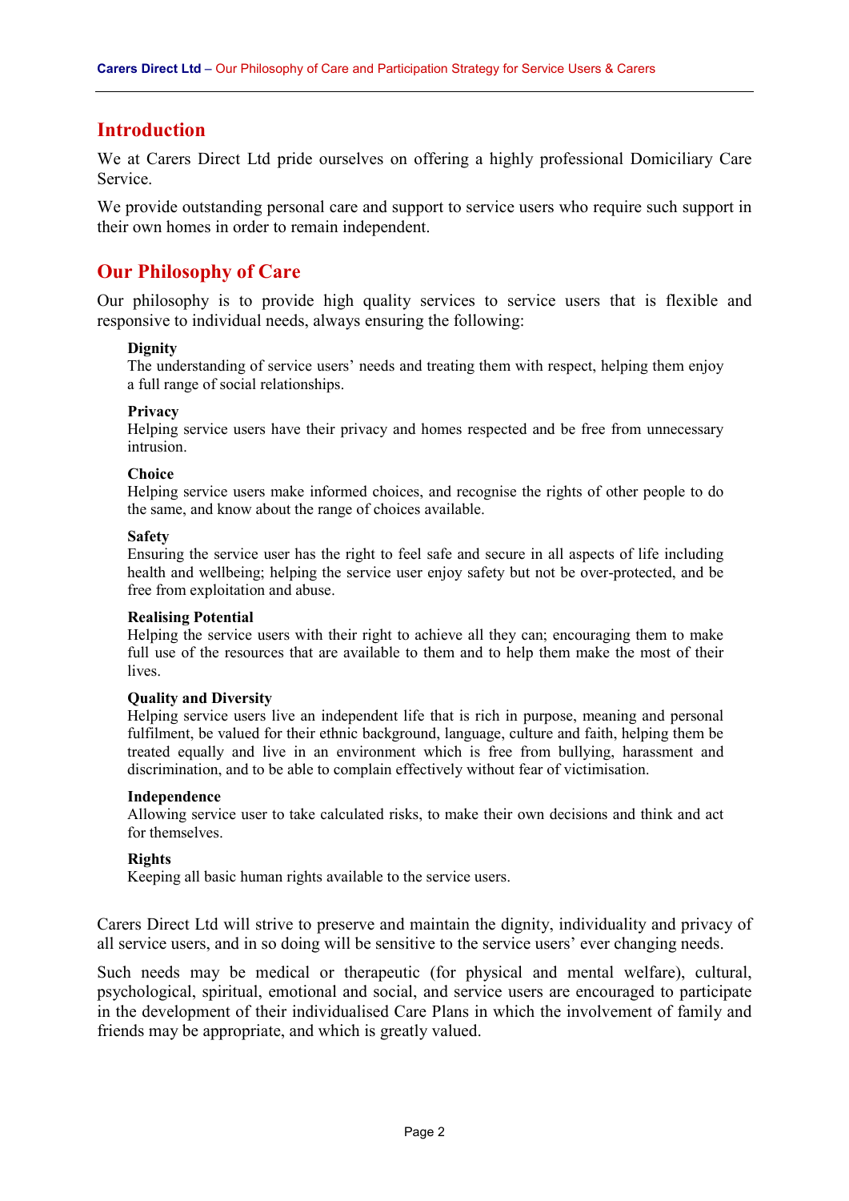## Introduction

We at Carers Direct Ltd pride ourselves on offering a highly professional Domiciliary Care Service.

We provide outstanding personal care and support to service users who require such support in their own homes in order to remain independent.

## Our Philosophy of Care

Our philosophy is to provide high quality services to service users that is flexible and responsive to individual needs, always ensuring the following:

**Dignity**
The understanding of service users' needs and treating them with respect, helping them enjoy a full range of social relationships.

**Privacy**
Helping service users have their privacy and homes respected and be free from unnecessary intrusion.

**Choice**
Helping service users make informed choices, and recognise the rights of other people to do the same, and know about the range of choices available.

**Safety**
Ensuring the service user has the right to feel safe and secure in all aspects of life including health and wellbeing; helping the service user enjoy safety but not be over-protected, and be free from exploitation and abuse.

**Realising Potential**
Helping the service users with their right to achieve all they can; encouraging them to make full use of the resources that are available to them and to help them make the most of their lives.

**Quality and Diversity**
Helping service users live an independent life that is rich in purpose, meaning and personal fulfilment, be valued for their ethnic background, language, culture and faith, helping them be treated equally and live in an environment which is free from bullying, harassment and discrimination, and to be able to complain effectively without fear of victimisation.

**Independence**
Allowing service user to take calculated risks, to make their own decisions and think and act for themselves.

**Rights**
Keeping all basic human rights available to the service users.

Carers Direct Ltd will strive to preserve and maintain the dignity, individuality and privacy of all service users, and in so doing will be sensitive to the service users' ever changing needs.

Such needs may be medical or therapeutic (for physical and mental welfare), cultural, psychological, spiritual, emotional and social, and service users are encouraged to participate in the development of their individualised Care Plans in which the involvement of family and friends may be appropriate, and which is greatly valued.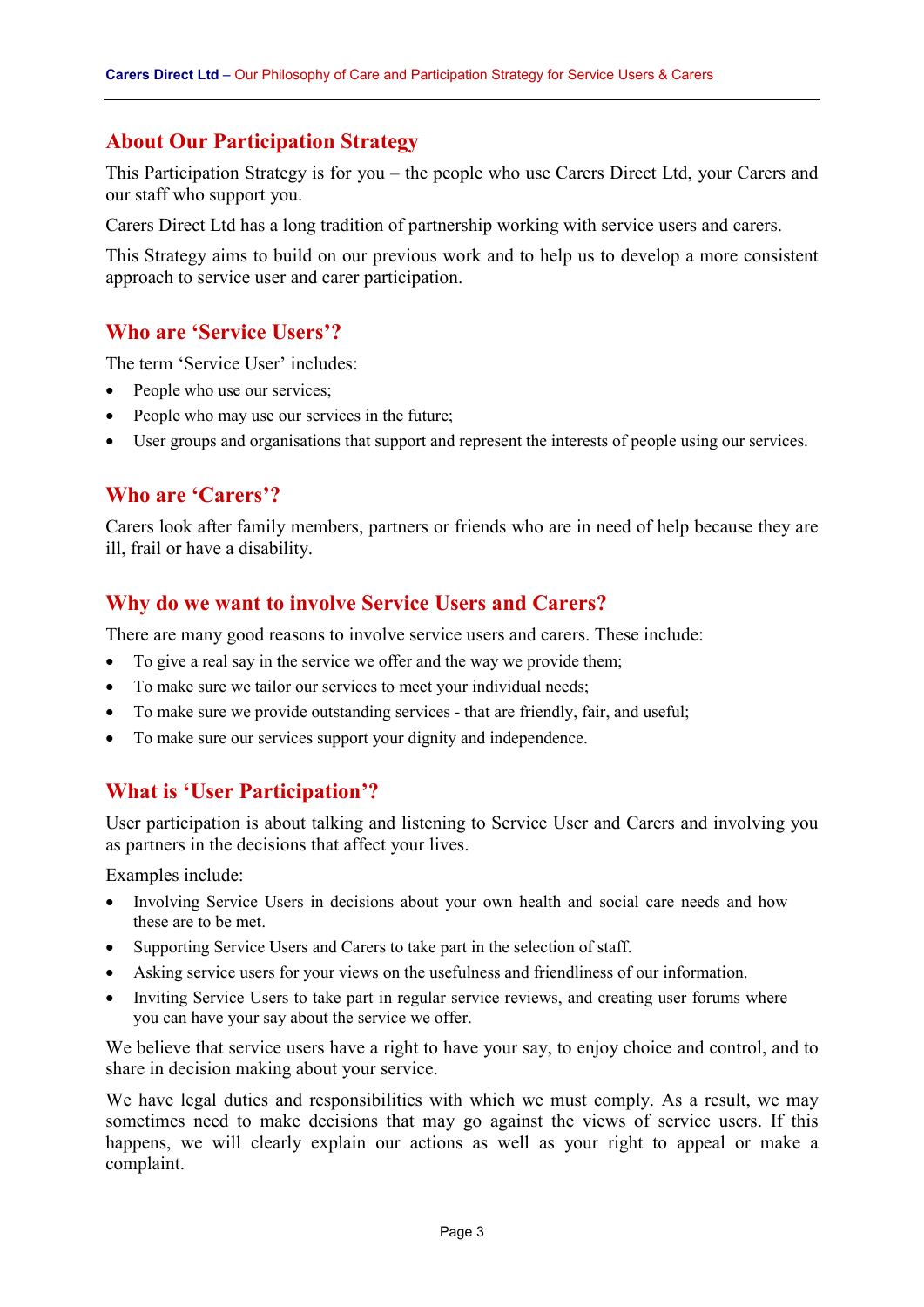## About Our Participation Strategy

This Participation Strategy is for you – the people who use Carers Direct Ltd, your Carers and our staff who support you.

Carers Direct Ltd has a long tradition of partnership working with service users and carers.

This Strategy aims to build on our previous work and to help us to develop a more consistent approach to service user and carer participation.

## Who are 'Service Users'?

The term 'Service User' includes:

- People who use our services;
- People who may use our services in the future;
- User groups and organisations that support and represent the interests of people using our services.

## Who are 'Carers'?

Carers look after family members, partners or friends who are in need of help because they are ill, frail or have a disability.

## Why do we want to involve Service Users and Carers?

There are many good reasons to involve service users and carers. These include:

- To give a real say in the service we offer and the way we provide them;
- To make sure we tailor our services to meet your individual needs;
- To make sure we provide outstanding services - that are friendly, fair, and useful;
- To make sure our services support your dignity and independence.

## What is 'User Participation'?

User participation is about talking and listening to Service User and Carers and involving you as partners in the decisions that affect your lives.

Examples include:

- Involving Service Users in decisions about your own health and social care needs and how these are to be met.
- Supporting Service Users and Carers to take part in the selection of staff.
- Asking service users for your views on the usefulness and friendliness of our information.
- Inviting Service Users to take part in regular service reviews, and creating user forums where you can have your say about the service we offer.

We believe that service users have a right to have your say, to enjoy choice and control, and to share in decision making about your service.

We have legal duties and responsibilities with which we must comply. As a result, we may sometimes need to make decisions that may go against the views of service users. If this happens, we will clearly explain our actions as well as your right to appeal or make a complaint.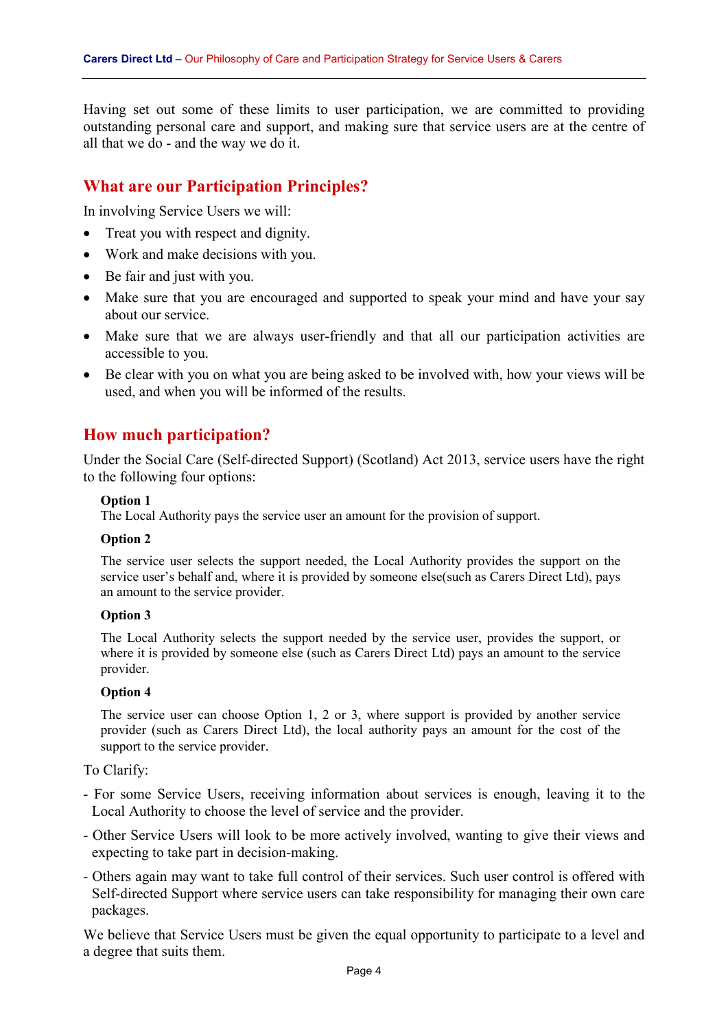Having set out some of these limits to user participation, we are committed to providing outstanding personal care and support, and making sure that service users are at the centre of all that we do - and the way we do it.

## What are our Participation Principles?

In involving Service Users we will:

- Treat you with respect and dignity.
- Work and make decisions with you.
- Be fair and just with you.
- Make sure that you are encouraged and supported to speak your mind and have your say about our service.
- Make sure that we are always user-friendly and that all our participation activities are accessible to you.
- Be clear with you on what you are being asked to be involved with, how your views will be used, and when you will be informed of the results.

## How much participation?

Under the Social Care (Self-directed Support) (Scotland) Act 2013, service users have the right to the following four options:

**Option 1**
The Local Authority pays the service user an amount for the provision of support.

**Option 2**

The service user selects the support needed, the Local Authority provides the support on the service user's behalf and, where it is provided by someone else(such as Carers Direct Ltd), pays an amount to the service provider.

**Option 3**

The Local Authority selects the support needed by the service user, provides the support, or where it is provided by someone else (such as Carers Direct Ltd) pays an amount to the service provider.

**Option 4**

The service user can choose Option 1, 2 or 3, where support is provided by another service provider (such as Carers Direct Ltd), the local authority pays an amount for the cost of the support to the service provider.

To Clarify:

- For some Service Users, receiving information about services is enough, leaving it to the Local Authority to choose the level of service and the provider.
- Other Service Users will look to be more actively involved, wanting to give their views and expecting to take part in decision-making.
- Others again may want to take full control of their services. Such user control is offered with Self-directed Support where service users can take responsibility for managing their own care packages.

We believe that Service Users must be given the equal opportunity to participate to a level and a degree that suits them.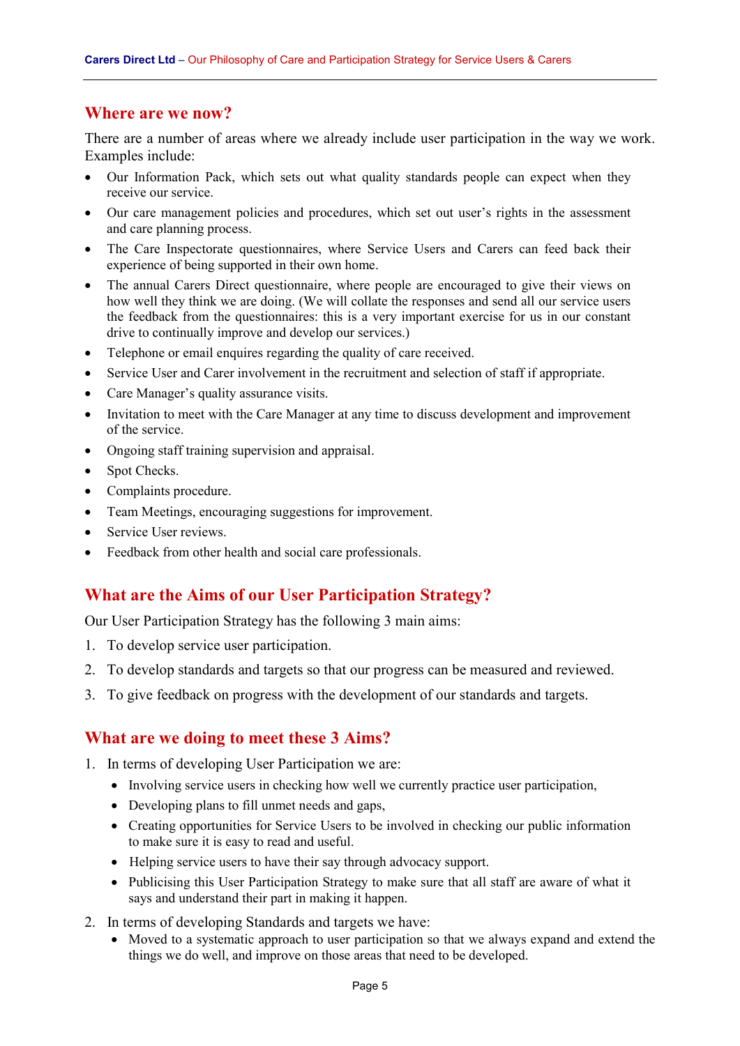## Where are we now?

There are a number of areas where we already include user participation in the way we work. Examples include:

- Our Information Pack, which sets out what quality standards people can expect when they receive our service.
- Our care management policies and procedures, which set out user's rights in the assessment and care planning process.
- The Care Inspectorate questionnaires, where Service Users and Carers can feed back their experience of being supported in their own home.
- The annual Carers Direct questionnaire, where people are encouraged to give their views on how well they think we are doing. (We will collate the responses and send all our service users the feedback from the questionnaires: this is a very important exercise for us in our constant drive to continually improve and develop our services.)
- Telephone or email enquires regarding the quality of care received.
- Service User and Carer involvement in the recruitment and selection of staff if appropriate.
- Care Manager's quality assurance visits.
- Invitation to meet with the Care Manager at any time to discuss development and improvement of the service.
- Ongoing staff training supervision and appraisal.
- Spot Checks.
- Complaints procedure.
- Team Meetings, encouraging suggestions for improvement.
- Service User reviews.
- Feedback from other health and social care professionals.

## What are the Aims of our User Participation Strategy?

Our User Participation Strategy has the following 3 main aims:

1. To develop service user participation.
2. To develop standards and targets so that our progress can be measured and reviewed.
3. To give feedback on progress with the development of our standards and targets.

## What are we doing to meet these 3 Aims?

1. In terms of developing User Participation we are:
   - Involving service users in checking how well we currently practice user participation,
   - Developing plans to fill unmet needs and gaps,
   - Creating opportunities for Service Users to be involved in checking our public information to make sure it is easy to read and useful.
   - Helping service users to have their say through advocacy support.
   - Publicising this User Participation Strategy to make sure that all staff are aware of what it says and understand their part in making it happen.
2. In terms of developing Standards and targets we have:
   - Moved to a systematic approach to user participation so that we always expand and extend the things we do well, and improve on those areas that need to be developed.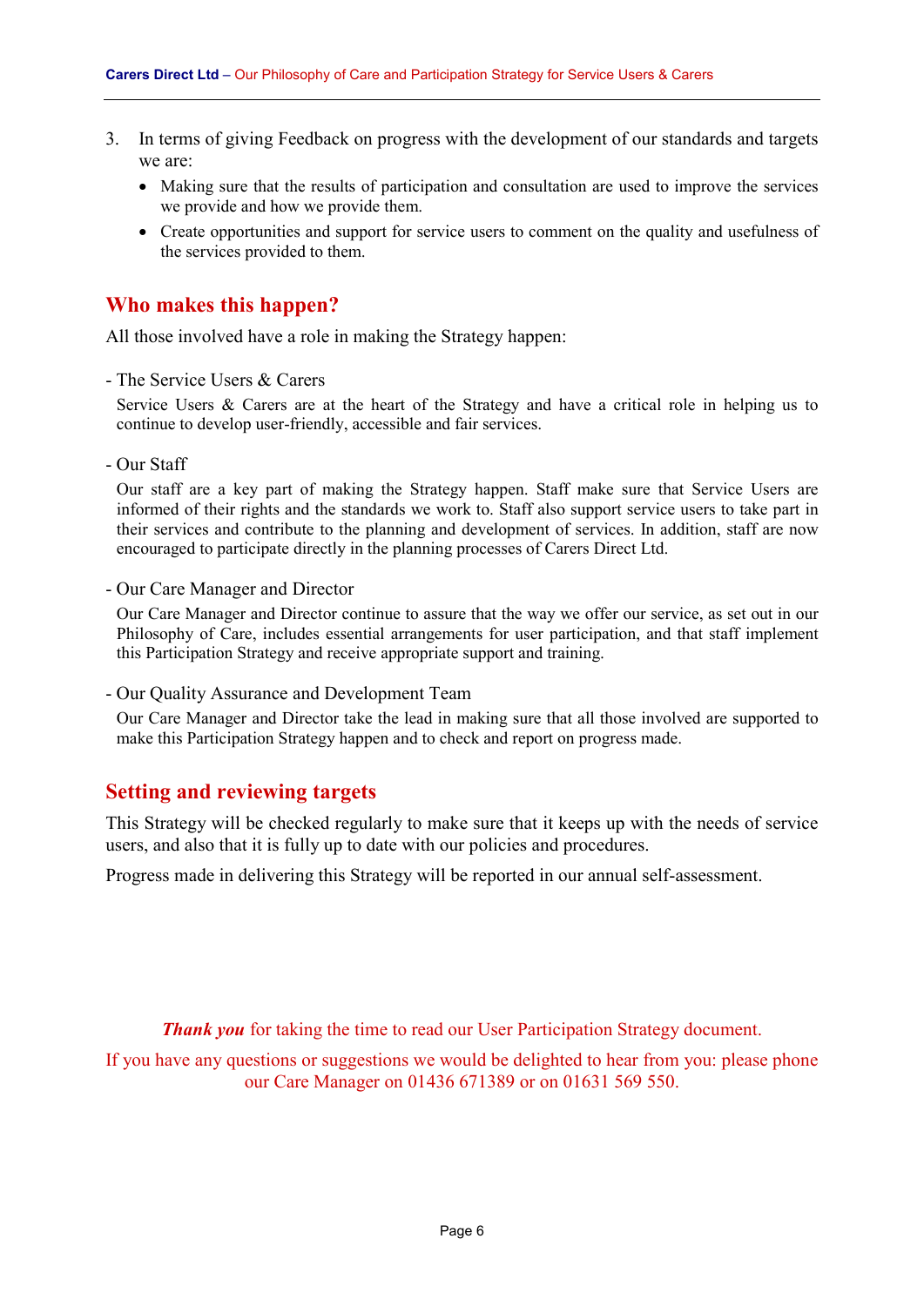3. In terms of giving Feedback on progress with the development of our standards and targets we are:
   - Making sure that the results of participation and consultation are used to improve the services we provide and how we provide them.
   - Create opportunities and support for service users to comment on the quality and usefulness of the services provided to them.

## Who makes this happen?

All those involved have a role in making the Strategy happen:

- The Service Users & Carers

  Service Users & Carers are at the heart of the Strategy and have a critical role in helping us to continue to develop user-friendly, accessible and fair services.

- Our Staff

  Our staff are a key part of making the Strategy happen. Staff make sure that Service Users are informed of their rights and the standards we work to. Staff also support service users to take part in their services and contribute to the planning and development of services. In addition, staff are now encouraged to participate directly in the planning processes of Carers Direct Ltd.

- Our Care Manager and Director

  Our Care Manager and Director continue to assure that the way we offer our service, as set out in our Philosophy of Care, includes essential arrangements for user participation, and that staff implement this Participation Strategy and receive appropriate support and training.

- Our Quality Assurance and Development Team

  Our Care Manager and Director take the lead in making sure that all those involved are supported to make this Participation Strategy happen and to check and report on progress made.

## Setting and reviewing targets

This Strategy will be checked regularly to make sure that it keeps up with the needs of service users, and also that it is fully up to date with our policies and procedures.

Progress made in delivering this Strategy will be reported in our annual self-assessment.

***Thank you*** for taking the time to read our User Participation Strategy document.

If you have any questions or suggestions we would be delighted to hear from you: please phone our Care Manager on 01436 671389 or on 01631 569 550.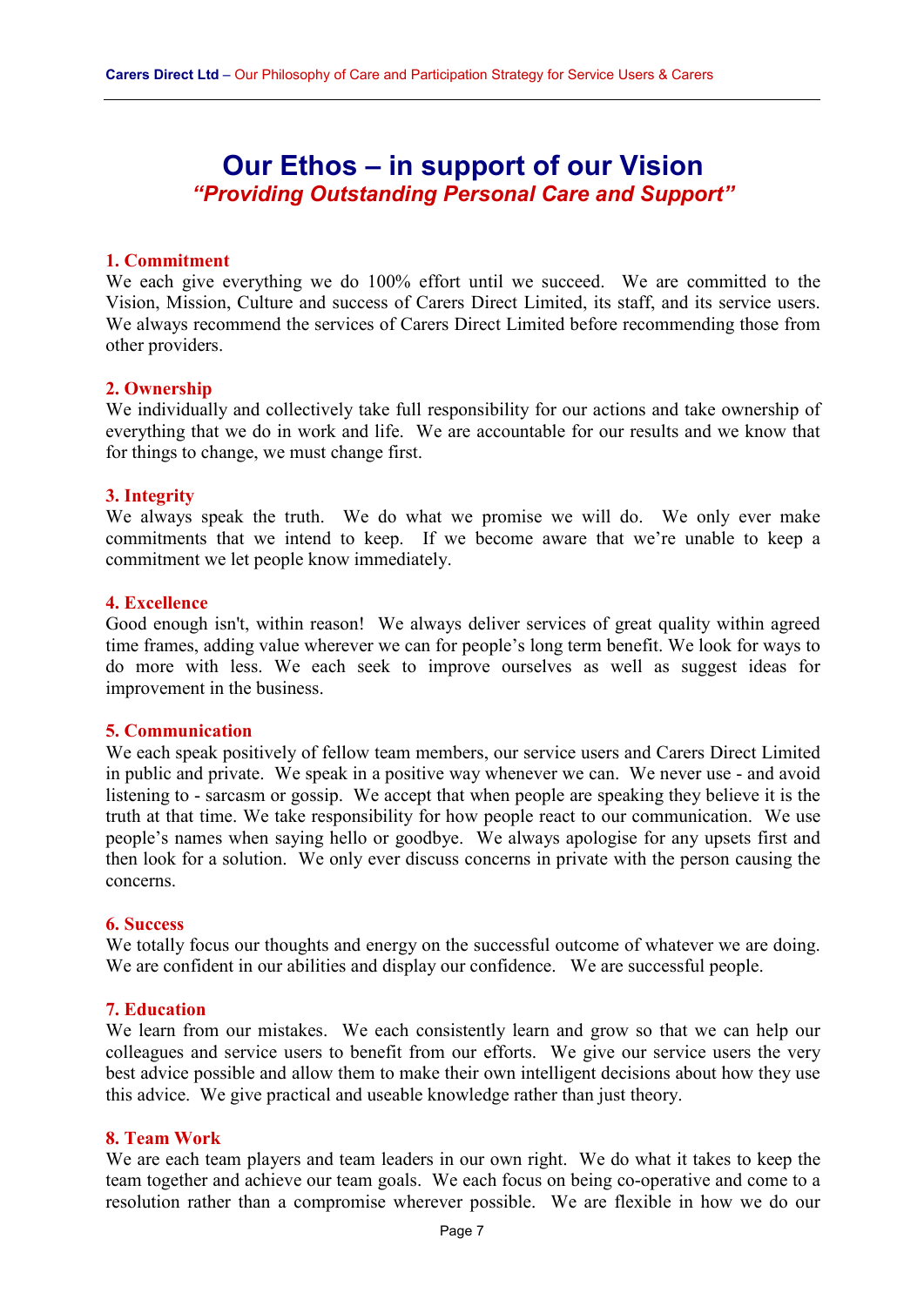# Our Ethos – in support of our Vision

## *"Providing Outstanding Personal Care and Support"*

### 1. Commitment

We each give everything we do 100% effort until we succeed. We are committed to the Vision, Mission, Culture and success of Carers Direct Limited, its staff, and its service users. We always recommend the services of Carers Direct Limited before recommending those from other providers.

### 2. Ownership

We individually and collectively take full responsibility for our actions and take ownership of everything that we do in work and life. We are accountable for our results and we know that for things to change, we must change first.

### 3. Integrity

We always speak the truth. We do what we promise we will do. We only ever make commitments that we intend to keep. If we become aware that we're unable to keep a commitment we let people know immediately.

### 4. Excellence

Good enough isn't, within reason! We always deliver services of great quality within agreed time frames, adding value wherever we can for people's long term benefit. We look for ways to do more with less. We each seek to improve ourselves as well as suggest ideas for improvement in the business.

### 5. Communication

We each speak positively of fellow team members, our service users and Carers Direct Limited in public and private. We speak in a positive way whenever we can. We never use - and avoid listening to - sarcasm or gossip. We accept that when people are speaking they believe it is the truth at that time. We take responsibility for how people react to our communication. We use people's names when saying hello or goodbye. We always apologise for any upsets first and then look for a solution. We only ever discuss concerns in private with the person causing the concerns.

### 6. Success

We totally focus our thoughts and energy on the successful outcome of whatever we are doing. We are confident in our abilities and display our confidence. We are successful people.

### 7. Education

We learn from our mistakes. We each consistently learn and grow so that we can help our colleagues and service users to benefit from our efforts. We give our service users the very best advice possible and allow them to make their own intelligent decisions about how they use this advice. We give practical and useable knowledge rather than just theory.

### 8. Team Work

We are each team players and team leaders in our own right. We do what it takes to keep the team together and achieve our team goals. We each focus on being co-operative and come to a resolution rather than a compromise wherever possible. We are flexible in how we do our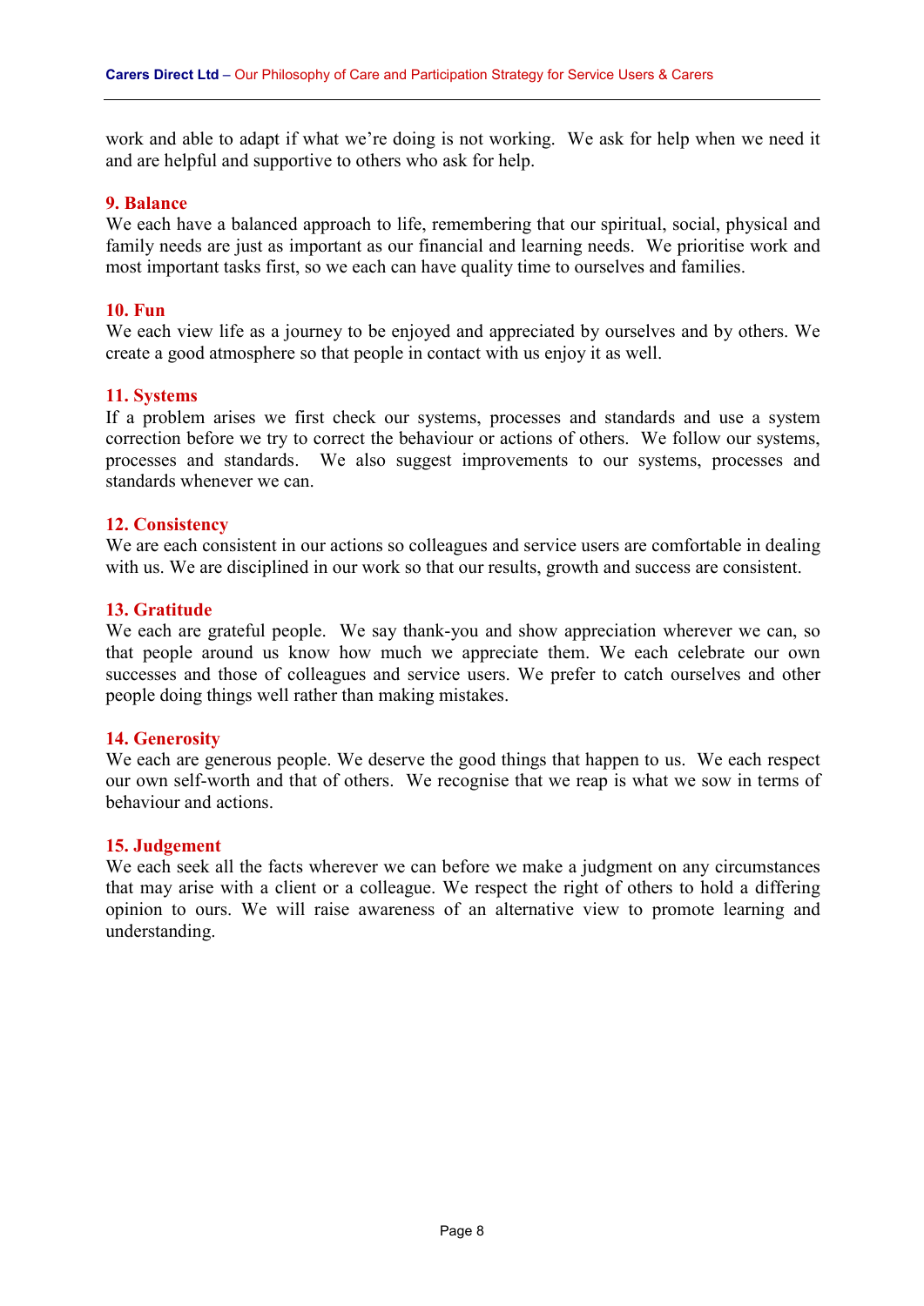work and able to adapt if what we're doing is not working. We ask for help when we need it and are helpful and supportive to others who ask for help.

### 9. Balance

We each have a balanced approach to life, remembering that our spiritual, social, physical and family needs are just as important as our financial and learning needs. We prioritise work and most important tasks first, so we each can have quality time to ourselves and families.

### 10. Fun

We each view life as a journey to be enjoyed and appreciated by ourselves and by others. We create a good atmosphere so that people in contact with us enjoy it as well.

### 11. Systems

If a problem arises we first check our systems, processes and standards and use a system correction before we try to correct the behaviour or actions of others. We follow our systems, processes and standards. We also suggest improvements to our systems, processes and standards whenever we can.

### 12. Consistency

We are each consistent in our actions so colleagues and service users are comfortable in dealing with us. We are disciplined in our work so that our results, growth and success are consistent.

### 13. Gratitude

We each are grateful people. We say thank-you and show appreciation wherever we can, so that people around us know how much we appreciate them. We each celebrate our own successes and those of colleagues and service users. We prefer to catch ourselves and other people doing things well rather than making mistakes.

### 14. Generosity

We each are generous people. We deserve the good things that happen to us. We each respect our own self-worth and that of others. We recognise that we reap is what we sow in terms of behaviour and actions.

### 15. Judgement

We each seek all the facts wherever we can before we make a judgment on any circumstances that may arise with a client or a colleague. We respect the right of others to hold a differing opinion to ours. We will raise awareness of an alternative view to promote learning and understanding.